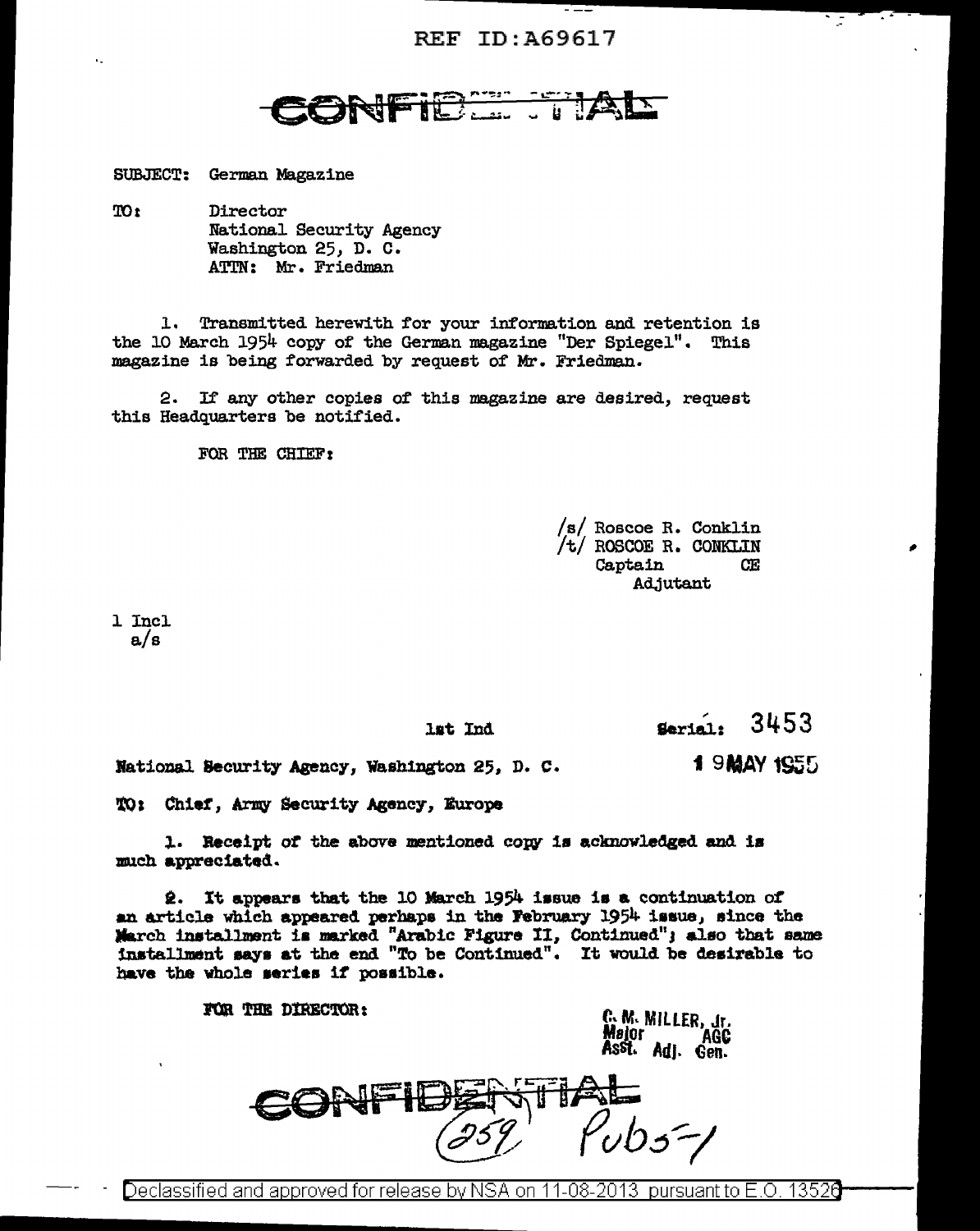REF ID:A69617

CONFIDENTIAL

SUBJECT: German Magazine

TO: Director
National Security Agency
Washington 25, D. C.
ATTN: Mr. Friedman

1. Transmitted herewith for your information and retention is the 10 March 1954 copy of the German magazine "Der Spiegel". This magazine is being forwarded by request of Mr. Friedman.

2. If any other copies of this magazine are desired, request this Headquarters be notified.

FOR THE CHIEF:

/s/ Roscoe R. Conklin
/t/ ROSCOE R. CONKLIN
Captain CE
Adjutant

1 Incl
a/s

1st Ind

Serial: 3453

National Security Agency, Washington 25, D. C.

19 MAY 1955

TO: Chief, Army Security Agency, Europe

1. Receipt of the above mentioned copy is acknowledged and is much appreciated.

2. It appears that the 10 March 1954 issue is a continuation of an article which appeared perhaps in the February 1954 issue, since the March installment is marked "Arabic Figure II, Continued"; also that same installment says at the end "To be Continued". It would be desirable to have the whole series if possible.

FOR THE DIRECTOR:

C. M. MILLER, Jr.
Major AGC
Asst. Adj. Gen.

CONFIDENTIAL

(259) Pubs-1

Declassified and approved for release by NSA on 11-08-2013 pursuant to E.O. 13526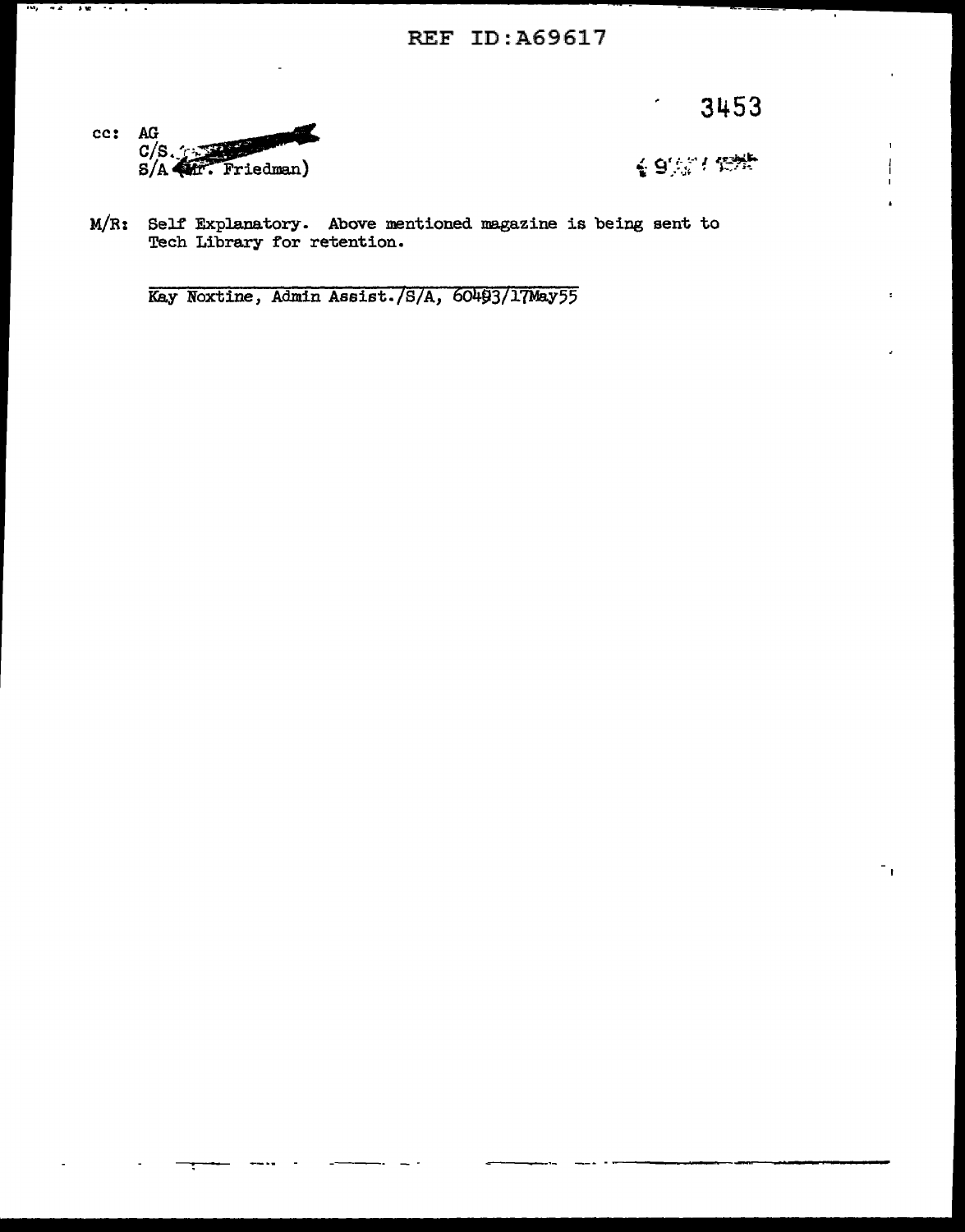3453

cc: AG
C/S.
S/A (Mr. Friedman)

M/R: Self Explanatory. Above mentioned magazine is being sent to Tech Library for retention.

Kay Noxtine, Admin Assist./S/A, 60493/17May55